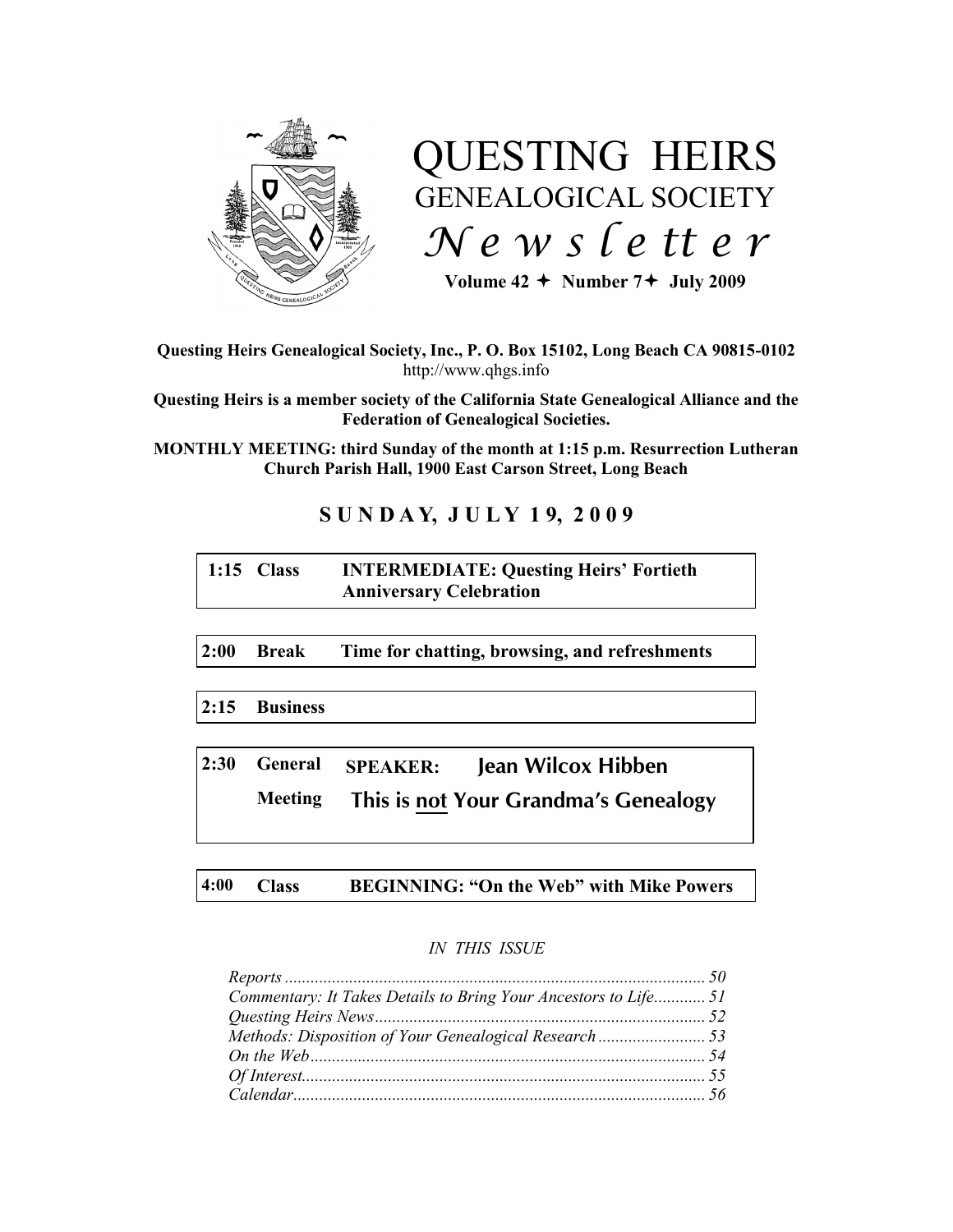# QUESTING HEIRS GENEALOGICAL SOCIETY *Newsletter*

**Volume 42 ✦ Number 7✦ July 2009**

**Questing Heirs Genealogical Society, Inc., P. O. Box 15102, Long Beach CA 90815-0102**
http://www.qhgs.info

**Questing Heirs is a member society of the California State Genealogical Alliance and the Federation of Genealogical Societies.**

**MONTHLY MEETING: third Sunday of the month at 1:15 p.m. Resurrection Lutheran Church Parish Hall, 1900 East Carson Street, Long Beach**

## SUNDAY, JULY 19, 2009

| | | |
|---|---|---|
| **1:15** | **Class** | **INTERMEDIATE: Questing Heirs' Fortieth Anniversary Celebration** |
| **2:00** | **Break** | **Time for chatting, browsing, and refreshments** |
| **2:15** | **Business** | |
| **2:30** | **General Meeting** | **SPEAKER: Jean Wilcox Hibben** — **This is not Your Grandma's Genealogy** |
| **4:00** | **Class** | **BEGINNING: "On the Web" with Mike Powers** |

*IN THIS ISSUE*

*Reports* ... 50
*Commentary: It Takes Details to Bring Your Ancestors to Life* ... 51
*Questing Heirs News* ... 52
*Methods: Disposition of Your Genealogical Research* ... 53
*On the Web* ... 54
*Of Interest* ... 55
*Calendar* ... 56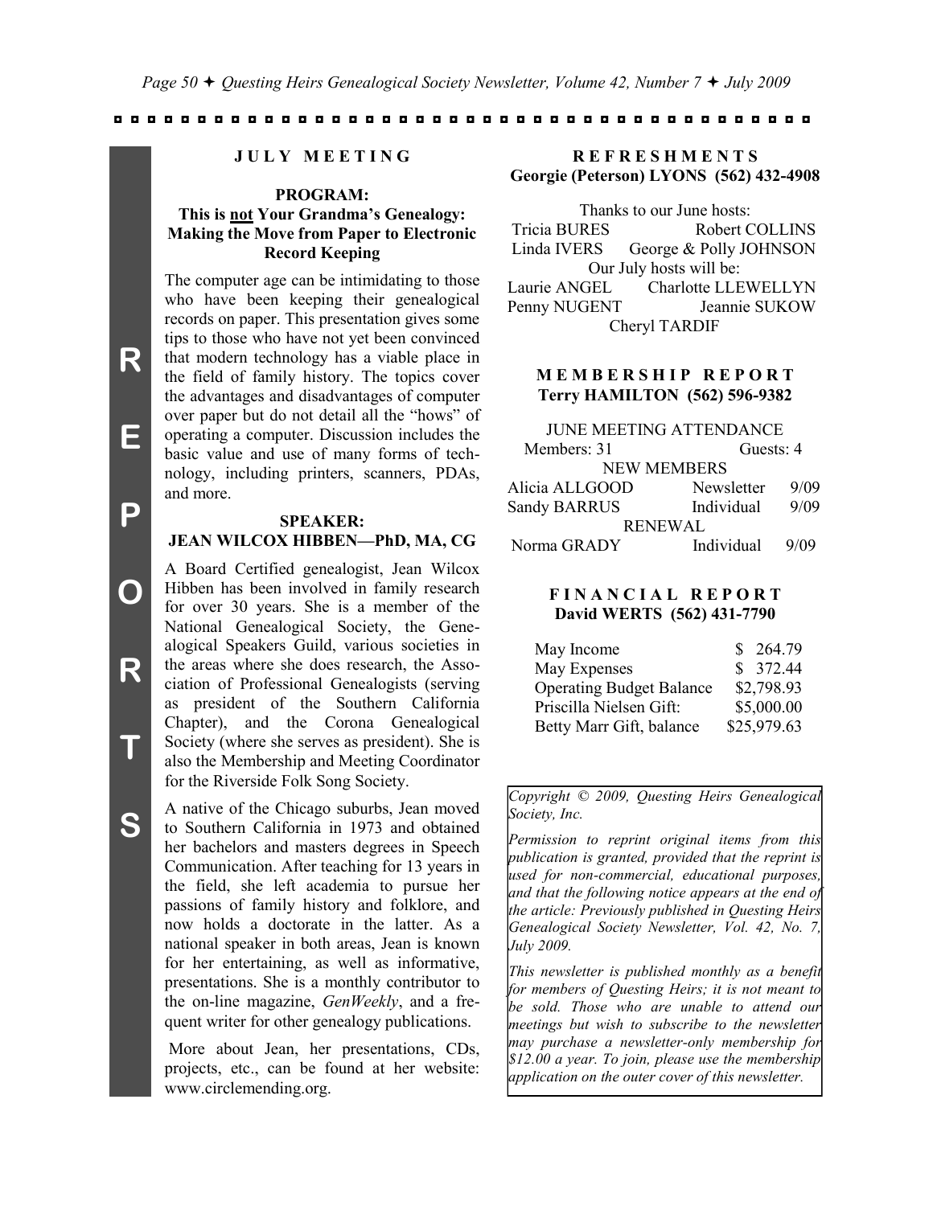## JULY MEETING

### PROGRAM: This is not Your Grandma's Genealogy: Making the Move from Paper to Electronic Record Keeping

The computer age can be intimidating to those who have been keeping their genealogical records on paper. This presentation gives some tips to those who have not yet been convinced that modern technology has a viable place in the field of family history. The topics cover the advantages and disadvantages of computer over paper but do not detail all the "hows" of operating a computer. Discussion includes the basic value and use of many forms of technology, including printers, scanners, PDAs, and more.

### SPEAKER: JEAN WILCOX HIBBEN—PhD, MA, CG

A Board Certified genealogist, Jean Wilcox Hibben has been involved in family research for over 30 years. She is a member of the National Genealogical Society, the Genealogical Speakers Guild, various societies in the areas where she does research, the Association of Professional Genealogists (serving as president of the Southern California Chapter), and the Corona Genealogical Society (where she serves as president). She is also the Membership and Meeting Coordinator for the Riverside Folk Song Society.

A native of the Chicago suburbs, Jean moved to Southern California in 1973 and obtained her bachelors and masters degrees in Speech Communication. After teaching for 13 years in the field, she left academia to pursue her passions of family history and folklore, and now holds a doctorate in the latter. As a national speaker in both areas, Jean is known for her entertaining, as well as informative, presentations. She is a monthly contributor to the on-line magazine, *GenWeekly*, and a frequent writer for other genealogy publications.

More about Jean, her presentations, CDs, projects, etc., can be found at her website: www.circlemending.org.

## REFRESHMENTS
**Georgie (Peterson) LYONS (562) 432-4908**

Thanks to our June hosts:

Tricia BURES, Robert COLLINS, Linda IVERS, George & Polly JOHNSON

Our July hosts will be:

Laurie ANGEL, Charlotte LLEWELLYN, Penny NUGENT, Jeannie SUKOW, Cheryl TARDIF

## MEMBERSHIP REPORT
**Terry HAMILTON (562) 596-9382**

JUNE MEETING ATTENDANCE

Members: 31 Guests: 4

NEW MEMBERS

| | | |
|---|---|---|
| Alicia ALLGOOD | Newsletter | 9/09 |
| Sandy BARRUS | Individual | 9/09 |

RENEWAL

| | | |
|---|---|---|
| Norma GRADY | Individual | 9/09 |

## FINANCIAL REPORT
**David WERTS (562) 431-7790**

| | |
|---|---|
| May Income | $ 264.79 |
| May Expenses | $ 372.44 |
| Operating Budget Balance | $2,798.93 |
| Priscilla Nielsen Gift: | $5,000.00 |
| Betty Marr Gift, balance | $25,979.63 |

*Copyright © 2009, Questing Heirs Genealogical Society, Inc.*

*Permission to reprint original items from this publication is granted, provided that the reprint is used for non-commercial, educational purposes, and that the following notice appears at the end of the article: Previously published in Questing Heirs Genealogical Society Newsletter, Vol. 42, No. 7, July 2009.*

*This newsletter is published monthly as a benefit for members of Questing Heirs; it is not meant to be sold. Those who are unable to attend our meetings but wish to subscribe to the newsletter may purchase a newsletter-only membership for $12.00 a year. To join, please use the membership application on the outer cover of this newsletter.*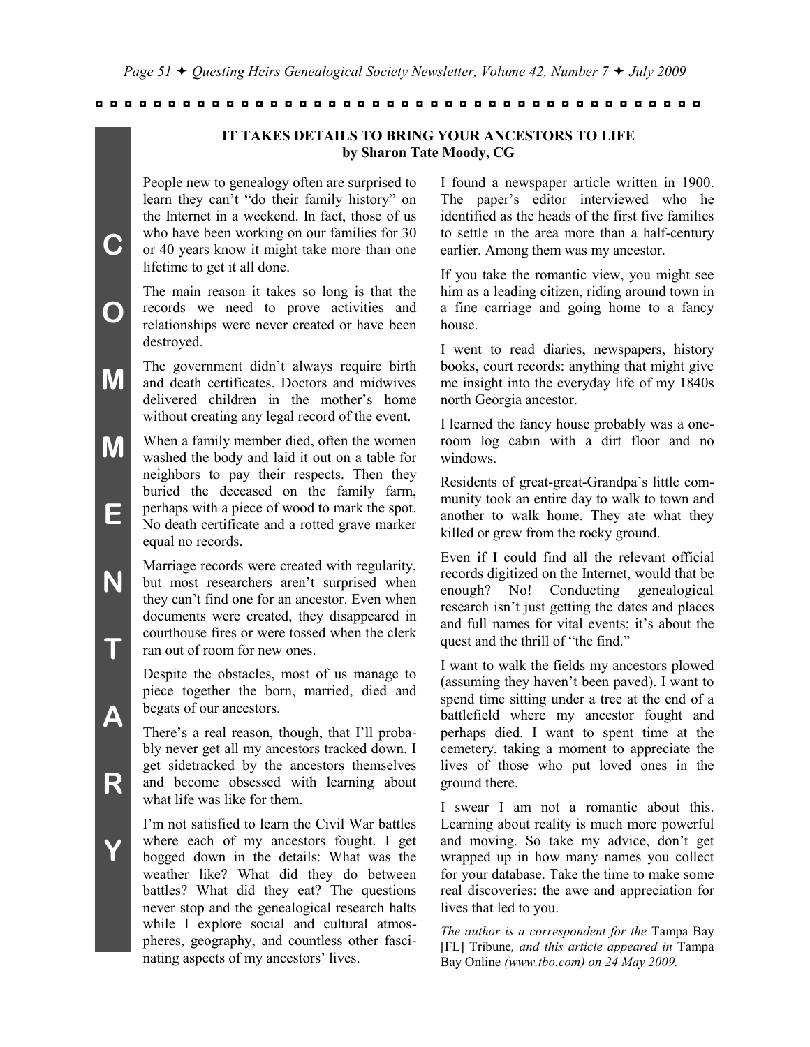## IT TAKES DETAILS TO BRING YOUR ANCESTORS TO LIFE
**by Sharon Tate Moody, CG**

People new to genealogy often are surprised to learn they can't "do their family history" on the Internet in a weekend. In fact, those of us who have been working on our families for 30 or 40 years know it might take more than one lifetime to get it all done.

The main reason it takes so long is that the records we need to prove activities and relationships were never created or have been destroyed.

The government didn't always require birth and death certificates. Doctors and midwives delivered children in the mother's home without creating any legal record of the event.

When a family member died, often the women washed the body and laid it out on a table for neighbors to pay their respects. Then they buried the deceased on the family farm, perhaps with a piece of wood to mark the spot. No death certificate and a rotted grave marker equal no records.

Marriage records were created with regularity, but most researchers aren't surprised when they can't find one for an ancestor. Even when documents were created, they disappeared in courthouse fires or were tossed when the clerk ran out of room for new ones.

Despite the obstacles, most of us manage to piece together the born, married, died and begats of our ancestors.

There's a real reason, though, that I'll probably never get all my ancestors tracked down. I get sidetracked by the ancestors themselves and become obsessed with learning about what life was like for them.

I'm not satisfied to learn the Civil War battles where each of my ancestors fought. I get bogged down in the details: What was the weather like? What did they do between battles? What did they eat? The questions never stop and the genealogical research halts while I explore social and cultural atmospheres, geography, and countless other fascinating aspects of my ancestors' lives.

I found a newspaper article written in 1900. The paper's editor interviewed who he identified as the heads of the first five families to settle in the area more than a half-century earlier. Among them was my ancestor.

If you take the romantic view, you might see him as a leading citizen, riding around town in a fine carriage and going home to a fancy house.

I went to read diaries, newspapers, history books, court records: anything that might give me insight into the everyday life of my 1840s north Georgia ancestor.

I learned the fancy house probably was a one-room log cabin with a dirt floor and no windows.

Residents of great-great-Grandpa's little community took an entire day to walk to town and another to walk home. They ate what they killed or grew from the rocky ground.

Even if I could find all the relevant official records digitized on the Internet, would that be enough? No! Conducting genealogical research isn't just getting the dates and places and full names for vital events; it's about the quest and the thrill of "the find."

I want to walk the fields my ancestors plowed (assuming they haven't been paved). I want to spend time sitting under a tree at the end of a battlefield where my ancestor fought and perhaps died. I want to spent time at the cemetery, taking a moment to appreciate the lives of those who put loved ones in the ground there.

I swear I am not a romantic about this. Learning about reality is much more powerful and moving. So take my advice, don't get wrapped up in how many names you collect for your database. Take the time to make some real discoveries: the awe and appreciation for lives that led to you.

*The author is a correspondent for the* Tampa Bay [FL] Tribune*, and this article appeared in* Tampa Bay Online *(www.tbo.com) on 24 May 2009.*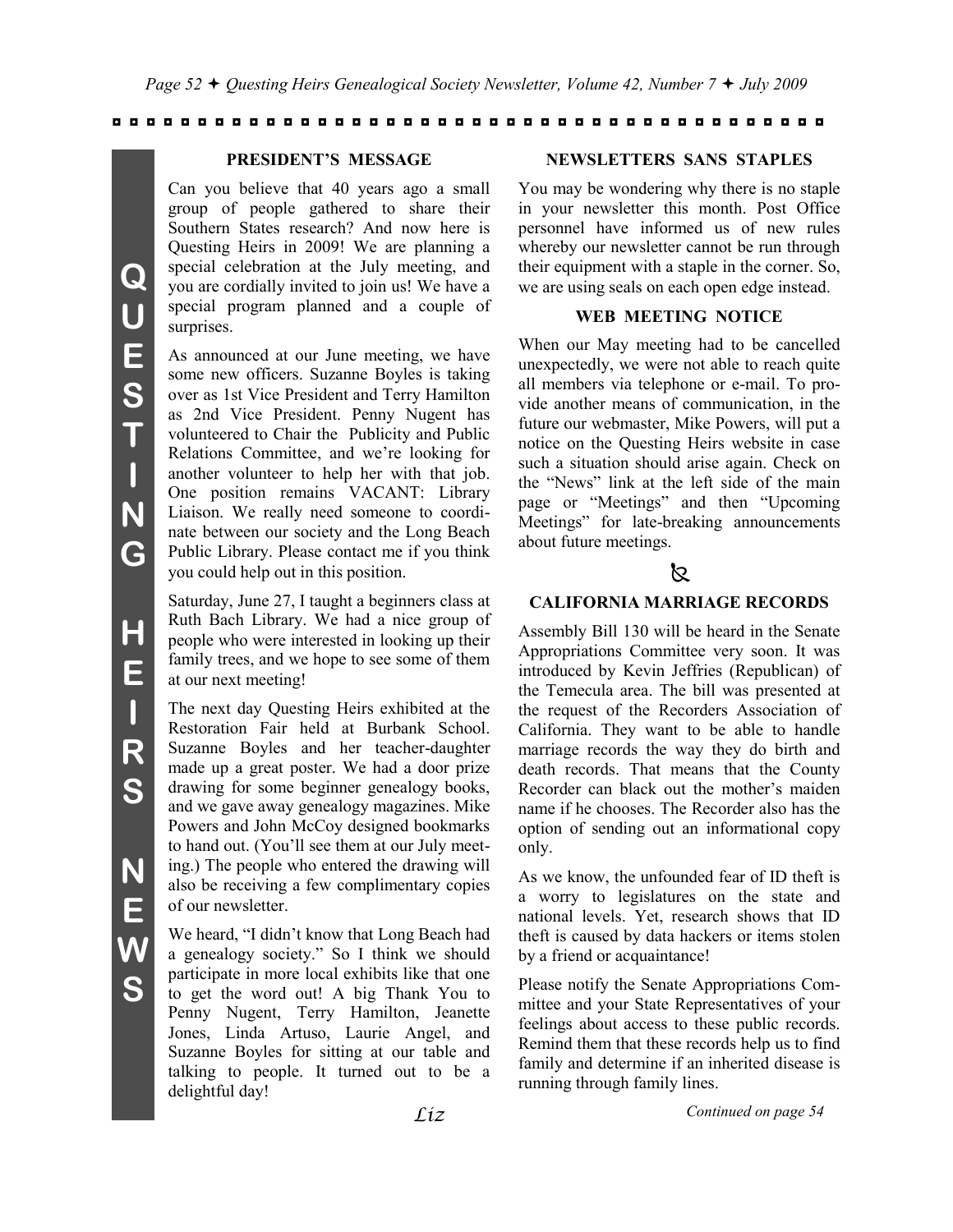## PRESIDENT'S MESSAGE

Can you believe that 40 years ago a small group of people gathered to share their Southern States research? And now here is Questing Heirs in 2009! We are planning a special celebration at the July meeting, and you are cordially invited to join us! We have a special program planned and a couple of surprises.

As announced at our June meeting, we have some new officers. Suzanne Boyles is taking over as 1st Vice President and Terry Hamilton as 2nd Vice President. Penny Nugent has volunteered to Chair the Publicity and Public Relations Committee, and we're looking for another volunteer to help her with that job. One position remains VACANT: Library Liaison. We really need someone to coordinate between our society and the Long Beach Public Library. Please contact me if you think you could help out in this position.

Saturday, June 27, I taught a beginners class at Ruth Bach Library. We had a nice group of people who were interested in looking up their family trees, and we hope to see some of them at our next meeting!

The next day Questing Heirs exhibited at the Restoration Fair held at Burbank School. Suzanne Boyles and her teacher-daughter made up a great poster. We had a door prize drawing for some beginner genealogy books, and we gave away genealogy magazines. Mike Powers and John McCoy designed bookmarks to hand out. (You'll see them at our July meeting.) The people who entered the drawing will also be receiving a few complimentary copies of our newsletter.

We heard, "I didn't know that Long Beach had a genealogy society." So I think we should participate in more local exhibits like that one to get the word out! A big Thank You to Penny Nugent, Terry Hamilton, Jeanette Jones, Linda Artuso, Laurie Angel, and Suzanne Boyles for sitting at our table and talking to people. It turned out to be a delightful day!

*Liz*

## NEWSLETTERS SANS STAPLES

You may be wondering why there is no staple in your newsletter this month. Post Office personnel have informed us of new rules whereby our newsletter cannot be run through their equipment with a staple in the corner. So, we are using seals on each open edge instead.

## WEB MEETING NOTICE

When our May meeting had to be cancelled unexpectedly, we were not able to reach quite all members via telephone or e-mail. To provide another means of communication, in the future our webmaster, Mike Powers, will put a notice on the Questing Heirs website in case such a situation should arise again. Check on the "News" link at the left side of the main page or "Meetings" and then "Upcoming Meetings" for late-breaking announcements about future meetings.

## CALIFORNIA MARRIAGE RECORDS

Assembly Bill 130 will be heard in the Senate Appropriations Committee very soon. It was introduced by Kevin Jeffries (Republican) of the Temecula area. The bill was presented at the request of the Recorders Association of California. They want to be able to handle marriage records the way they do birth and death records. That means that the County Recorder can black out the mother's maiden name if he chooses. The Recorder also has the option of sending out an informational copy only.

As we know, the unfounded fear of ID theft is a worry to legislatures on the state and national levels. Yet, research shows that ID theft is caused by data hackers or items stolen by a friend or acquaintance!

Please notify the Senate Appropriations Committee and your State Representatives of your feelings about access to these public records. Remind them that these records help us to find family and determine if an inherited disease is running through family lines.

*Continued on page 54*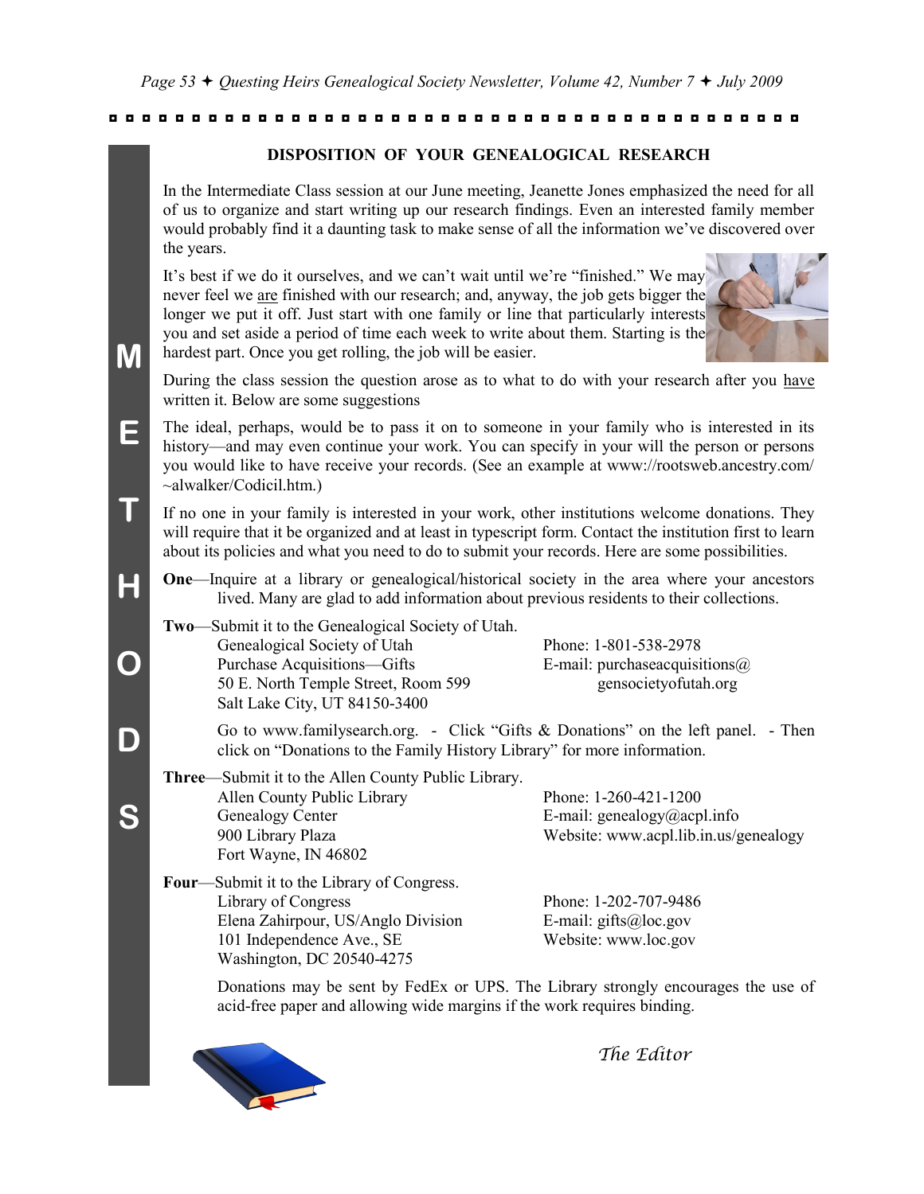## DISPOSITION OF YOUR GENEALOGICAL RESEARCH

In the Intermediate Class session at our June meeting, Jeanette Jones emphasized the need for all of us to organize and start writing up our research findings. Even an interested family member would probably find it a daunting task to make sense of all the information we've discovered over the years.

It's best if we do it ourselves, and we can't wait until we're "finished." We may never feel we <u>are</u> finished with our research; and, anyway, the job gets bigger the longer we put it off. Just start with one family or line that particularly interests you and set aside a period of time each week to write about them. Starting is the hardest part. Once you get rolling, the job will be easier.

During the class session the question arose as to what to do with your research after you <u>have</u> written it. Below are some suggestions

The ideal, perhaps, would be to pass it on to someone in your family who is interested in its history—and may even continue your work. You can specify in your will the person or persons you would like to have receive your records. (See an example at www://rootsweb.ancestry.com/~alwalker/Codicil.htm.)

If no one in your family is interested in your work, other institutions welcome donations. They will require that it be organized and at least in typescript form. Contact the institution first to learn about its policies and what you need to do to submit your records. Here are some possibilities.

**One**—Inquire at a library or genealogical/historical society in the area where your ancestors lived. Many are glad to add information about previous residents to their collections.

**Two**—Submit it to the Genealogical Society of Utah.

Genealogical Society of Utah
Purchase Acquisitions—Gifts
50 E. North Temple Street, Room 599
Salt Lake City, UT 84150-3400

Phone: 1-801-538-2978
E-mail: purchaseacquisitions@gensocietyofutah.org

Go to www.familysearch.org. - Click "Gifts & Donations" on the left panel. - Then click on "Donations to the Family History Library" for more information.

**Three**—Submit it to the Allen County Public Library.

Allen County Public Library
Genealogy Center
900 Library Plaza
Fort Wayne, IN 46802

Phone: 1-260-421-1200
E-mail: genealogy@acpl.info
Website: www.acpl.lib.in.us/genealogy

**Four**—Submit it to the Library of Congress.

Library of Congress
Elena Zahirpour, US/Anglo Division
101 Independence Ave., SE
Washington, DC 20540-4275

Phone: 1-202-707-9486
E-mail: gifts@loc.gov
Website: www.loc.gov

Donations may be sent by FedEx or UPS. The Library strongly encourages the use of acid-free paper and allowing wide margins if the work requires binding.

*The Editor*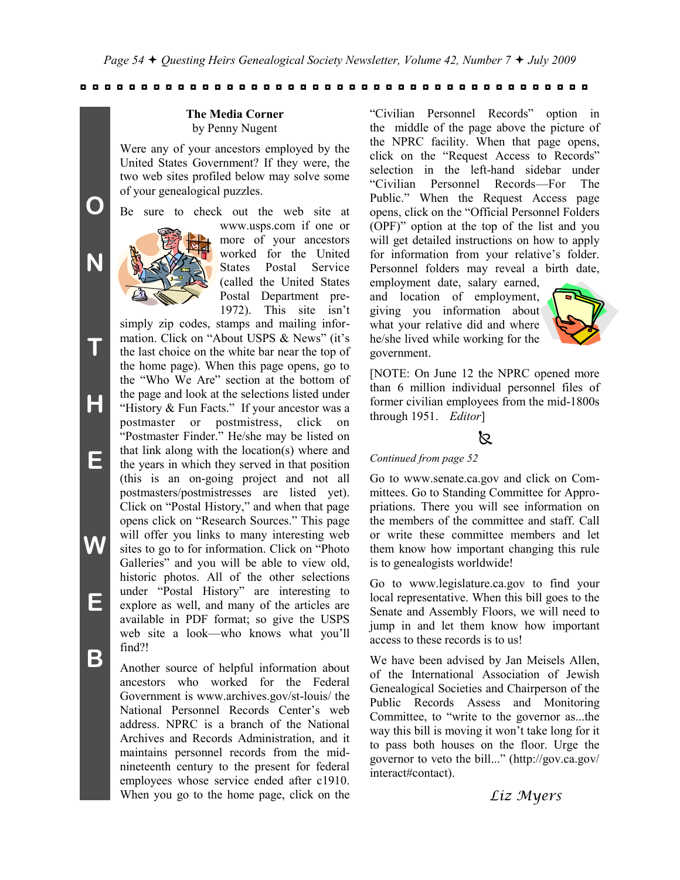## The Media Corner

by Penny Nugent

Were any of your ancestors employed by the United States Government? If they were, the two web sites profiled below may solve some of your genealogical puzzles.

Be sure to check out the web site at www.usps.com if one or more of your ancestors worked for the United States Postal Service (called the United States Postal Department pre-1972). This site isn't simply zip codes, stamps and mailing information. Click on "About USPS & News" (it's the last choice on the white bar near the top of the home page). When this page opens, go to the "Who We Are" section at the bottom of the page and look at the selections listed under "History & Fun Facts." If your ancestor was a postmaster or postmistress, click on "Postmaster Finder." He/she may be listed on that link along with the location(s) where and the years in which they served in that position (this is an on-going project and not all postmasters/postmistresses are listed yet). Click on "Postal History," and when that page opens click on "Research Sources." This page will offer you links to many interesting web sites to go to for information. Click on "Photo Galleries" and you will be able to view old, historic photos. All of the other selections under "Postal History" are interesting to explore as well, and many of the articles are available in PDF format; so give the USPS web site a look—who knows what you'll find?!

Another source of helpful information about ancestors who worked for the Federal Government is www.archives.gov/st-louis/ the National Personnel Records Center's web address. NPRC is a branch of the National Archives and Records Administration, and it maintains personnel records from the mid-nineteenth century to the present for federal employees whose service ended after c1910. When you go to the home page, click on the "Civilian Personnel Records" option in the middle of the page above the picture of the NPRC facility. When that page opens, click on the "Request Access to Records" selection in the left-hand sidebar under "Civilian Personnel Records—For The Public." When the Request Access page opens, click on the "Official Personnel Folders (OPF)" option at the top of the list and you will get detailed instructions on how to apply for information from your relative's folder. Personnel folders may reveal a birth date, employment date, salary earned, and location of employment, giving you information about what your relative did and where he/she lived while working for the government.

[NOTE: On June 12 the NPRC opened more than 6 million individual personnel files of former civilian employees from the mid-1800s through 1951. *Editor*]

*Continued from page 52*

Go to www.senate.ca.gov and click on Committees. Go to Standing Committee for Appropriations. There you will see information on the members of the committee and staff. Call or write these committee members and let them know how important changing this rule is to genealogists worldwide!

Go to www.legislature.ca.gov to find your local representative. When this bill goes to the Senate and Assembly Floors, we will need to jump in and let them know how important access to these records is to us!

We have been advised by Jan Meisels Allen, of the International Association of Jewish Genealogical Societies and Chairperson of the Public Records Assess and Monitoring Committee, to "write to the governor as...the way this bill is moving it won't take long for it to pass both houses on the floor. Urge the governor to veto the bill..." (http://gov.ca.gov/interact#contact).

*Liz Myers*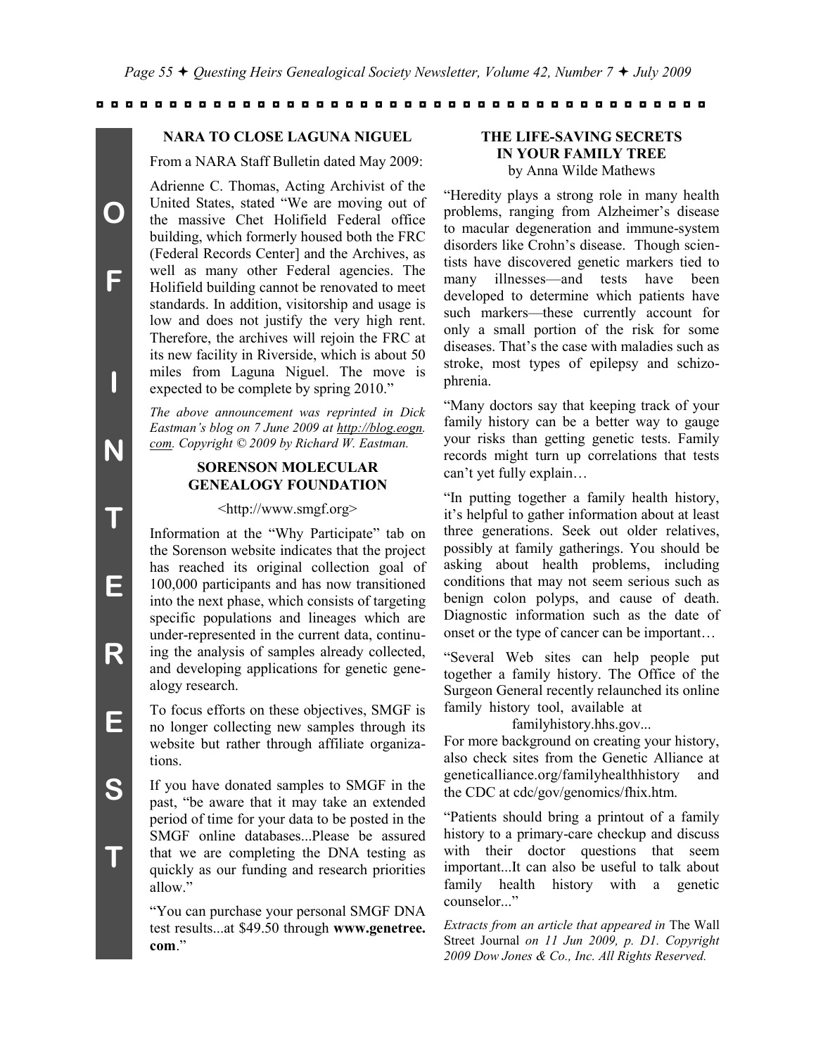## NARA TO CLOSE LAGUNA NIGUEL

From a NARA Staff Bulletin dated May 2009:

Adrienne C. Thomas, Acting Archivist of the United States, stated "We are moving out of the massive Chet Holifield Federal office building, which formerly housed both the FRC (Federal Records Center] and the Archives, as well as many other Federal agencies. The Holifield building cannot be renovated to meet standards. In addition, visitorship and usage is low and does not justify the very high rent. Therefore, the archives will rejoin the FRC at its new facility in Riverside, which is about 50 miles from Laguna Niguel. The move is expected to be complete by spring 2010."

*The above announcement was reprinted in Dick Eastman's blog on 7 June 2009 at http://blog.eogn.com. Copyright © 2009 by Richard W. Eastman.*

## SORENSON MOLECULAR GENEALOGY FOUNDATION

<http://www.smgf.org>

Information at the "Why Participate" tab on the Sorenson website indicates that the project has reached its original collection goal of 100,000 participants and has now transitioned into the next phase, which consists of targeting specific populations and lineages which are under-represented in the current data, continuing the analysis of samples already collected, and developing applications for genetic genealogy research.

To focus efforts on these objectives, SMGF is no longer collecting new samples through its website but rather through affiliate organizations.

If you have donated samples to SMGF in the past, "be aware that it may take an extended period of time for your data to be posted in the SMGF online databases...Please be assured that we are completing the DNA testing as quickly as our funding and research priorities allow."

"You can purchase your personal SMGF DNA test results...at $49.50 through **www.genetree.com**."

## THE LIFE-SAVING SECRETS IN YOUR FAMILY TREE

by Anna Wilde Mathews

"Heredity plays a strong role in many health problems, ranging from Alzheimer's disease to macular degeneration and immune-system disorders like Crohn's disease. Though scientists have discovered genetic markers tied to many illnesses—and tests have been developed to determine which patients have such markers—these currently account for only a small portion of the risk for some diseases. That's the case with maladies such as stroke, most types of epilepsy and schizophrenia.

"Many doctors say that keeping track of your family history can be a better way to gauge your risks than getting genetic tests. Family records might turn up correlations that tests can't yet fully explain…

"In putting together a family health history, it's helpful to gather information about at least three generations. Seek out older relatives, possibly at family gatherings. You should be asking about health problems, including conditions that may not seem serious such as benign colon polyps, and cause of death. Diagnostic information such as the date of onset or the type of cancer can be important…

"Several Web sites can help people put together a family history. The Office of the Surgeon General recently relaunched its online family history tool, available at familyhistory.hhs.gov...
For more background on creating your history, also check sites from the Genetic Alliance at geneticalliance.org/familyhealthhistory and the CDC at cdc/gov/genomics/fhix.htm.

"Patients should bring a printout of a family history to a primary-care checkup and discuss with their doctor questions that seem important...It can also be useful to talk about family health history with a genetic counselor..."

*Extracts from an article that appeared in* The Wall Street Journal *on 11 Jun 2009, p. D1. Copyright 2009 Dow Jones & Co., Inc. All Rights Reserved.*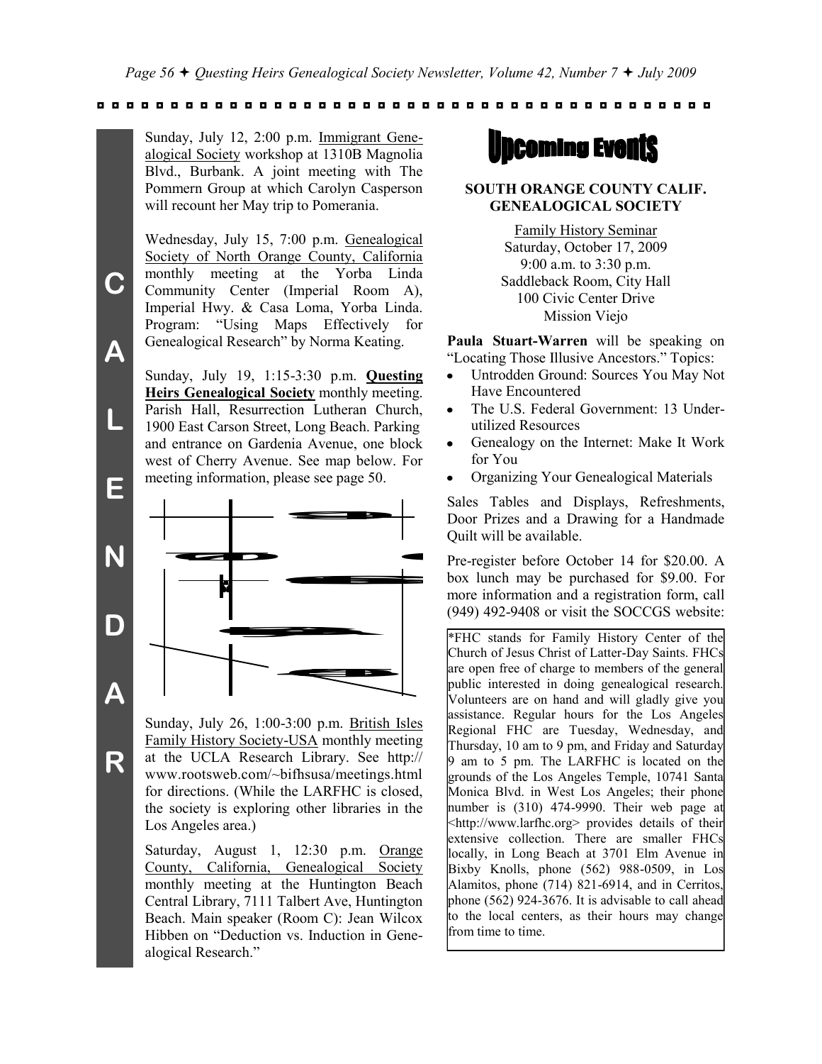# CALENDAR

Sunday, July 12, 2:00 p.m. Immigrant Genealogical Society workshop at 1310B Magnolia Blvd., Burbank. A joint meeting with The Pommern Group at which Carolyn Casperson will recount her May trip to Pomerania.

Wednesday, July 15, 7:00 p.m. Genealogical Society of North Orange County, California monthly meeting at the Yorba Linda Community Center (Imperial Room A), Imperial Hwy. & Casa Loma, Yorba Linda. Program: "Using Maps Effectively for Genealogical Research" by Norma Keating.

Sunday, July 19, 1:15-3:30 p.m. **Questing Heirs Genealogical Society** monthly meeting. Parish Hall, Resurrection Lutheran Church, 1900 East Carson Street, Long Beach. Parking and entrance on Gardenia Avenue, one block west of Cherry Avenue. See map below. For meeting information, please see page 50.

Sunday, July 26, 1:00-3:00 p.m. British Isles Family History Society-USA monthly meeting at the UCLA Research Library. See http://www.rootsweb.com/~bifhsusa/meetings.html for directions. (While the LARFHC is closed, the society is exploring other libraries in the Los Angeles area.)

Saturday, August 1, 12:30 p.m. Orange County, California, Genealogical Society monthly meeting at the Huntington Beach Central Library, 7111 Talbert Ave, Huntington Beach. Main speaker (Room C): Jean Wilcox Hibben on "Deduction vs. Induction in Genealogical Research."

# Upcoming Events

## SOUTH ORANGE COUNTY CALIF. GENEALOGICAL SOCIETY

Family History Seminar
Saturday, October 17, 2009
9:00 a.m. to 3:30 p.m.
Saddleback Room, City Hall
100 Civic Center Drive
Mission Viejo

**Paula Stuart-Warren** will be speaking on "Locating Those Illusive Ancestors." Topics:

- Untrodden Ground: Sources You May Not Have Encountered
- The U.S. Federal Government: 13 Underutilized Resources
- Genealogy on the Internet: Make It Work for You
- Organizing Your Genealogical Materials

Sales Tables and Displays, Refreshments, Door Prizes and a Drawing for a Handmade Quilt will be available.

Pre-register before October 14 for $20.00. A box lunch may be purchased for $9.00. For more information and a registration form, call (949) 492-9408 or visit the SOCCGS website:

*FHC stands for Family History Center of the Church of Jesus Christ of Latter-Day Saints. FHCs are open free of charge to members of the general public interested in doing genealogical research. Volunteers are on hand and will gladly give you assistance. Regular hours for the Los Angeles Regional FHC are Tuesday, Wednesday, and Thursday, 10 am to 9 pm, and Friday and Saturday 9 am to 5 pm. The LARFHC is located on the grounds of the Los Angeles Temple, 10741 Santa Monica Blvd. in West Los Angeles; their phone number is (310) 474-9990. Their web page at <http://www.larfhc.org> provides details of their extensive collection. There are smaller FHCs locally, in Long Beach at 3701 Elm Avenue in Bixby Knolls, phone (562) 988-0509, in Los Alamitos, phone (714) 821-6914, and in Cerritos, phone (562) 924-3676. It is advisable to call ahead to the local centers, as their hours may change from time to time.